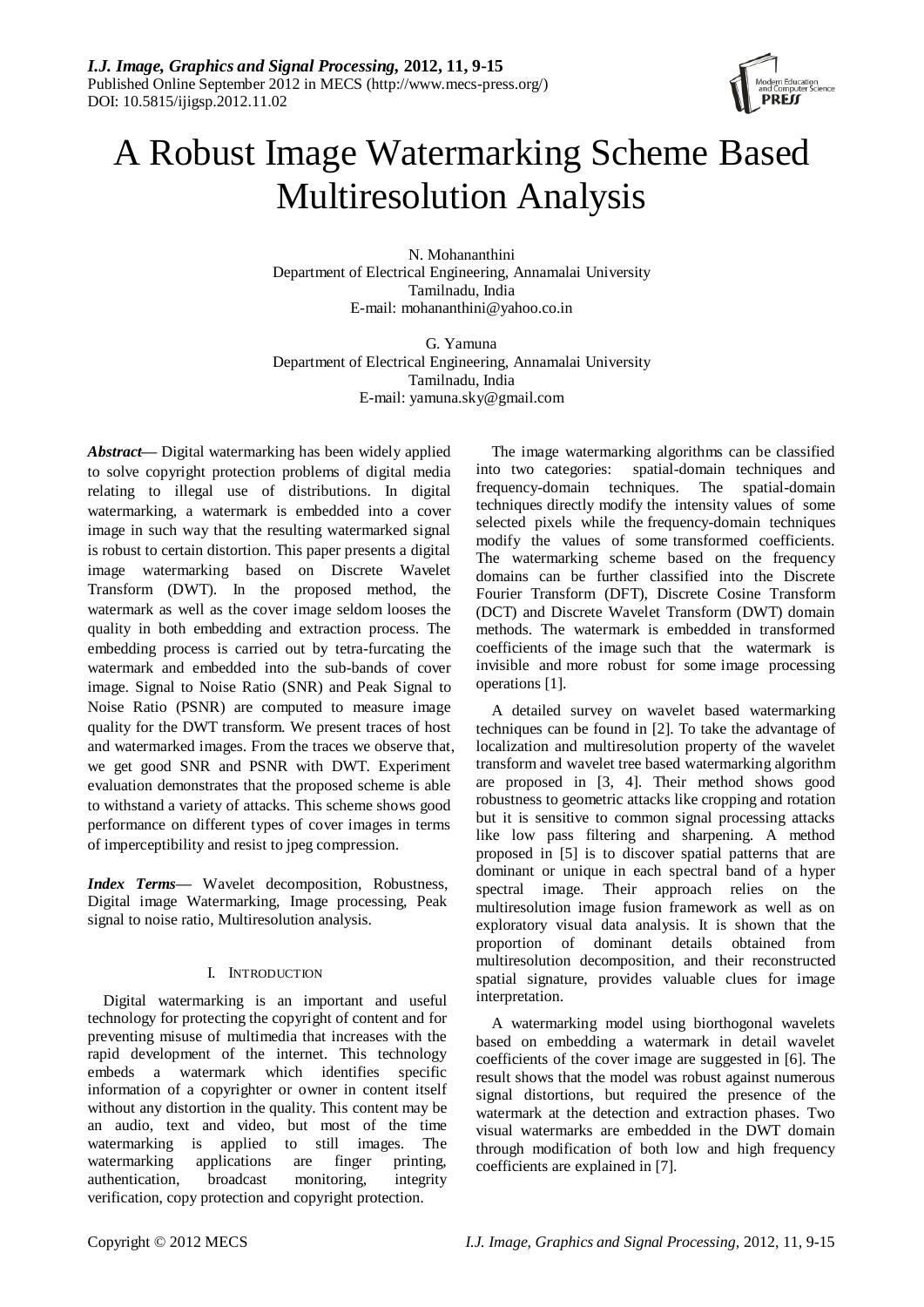# A Robust Image Watermarking Scheme Based Multiresolution Analysis

N. Mohananthini
Department of Electrical Engineering, Annamalai University
Tamilnadu, India
E-mail: mohananthini@yahoo.co.in

G. Yamuna
Department of Electrical Engineering, Annamalai University
Tamilnadu, India
E-mail: yamuna.sky@gmail.com

***Abstract*****—** Digital watermarking has been widely applied to solve copyright protection problems of digital media relating to illegal use of distributions. In digital watermarking, a watermark is embedded into a cover image in such way that the resulting watermarked signal is robust to certain distortion. This paper presents a digital image watermarking based on Discrete Wavelet Transform (DWT). In the proposed method, the watermark as well as the cover image seldom looses the quality in both embedding and extraction process. The embedding process is carried out by tetra-furcating the watermark and embedded into the sub-bands of cover image. Signal to Noise Ratio (SNR) and Peak Signal to Noise Ratio (PSNR) are computed to measure image quality for the DWT transform. We present traces of host and watermarked images. From the traces we observe that, we get good SNR and PSNR with DWT. Experiment evaluation demonstrates that the proposed scheme is able to withstand a variety of attacks. This scheme shows good performance on different types of cover images in terms of imperceptibility and resist to jpeg compression.

***Index Terms*****—** Wavelet decomposition, Robustness, Digital image Watermarking, Image processing, Peak signal to noise ratio, Multiresolution analysis.

## I. INTRODUCTION

Digital watermarking is an important and useful technology for protecting the copyright of content and for preventing misuse of multimedia that increases with the rapid development of the internet. This technology embeds a watermark which identifies specific information of a copyrighter or owner in content itself without any distortion in the quality. This content may be an audio, text and video, but most of the time watermarking is applied to still images. The watermarking applications are finger printing, authentication, broadcast monitoring, integrity verification, copy protection and copyright protection.

The image watermarking algorithms can be classified into two categories: spatial-domain techniques and frequency-domain techniques. The spatial-domain techniques directly modify the intensity values of some selected pixels while the frequency-domain techniques modify the values of some transformed coefficients. The watermarking scheme based on the frequency domains can be further classified into the Discrete Fourier Transform (DFT), Discrete Cosine Transform (DCT) and Discrete Wavelet Transform (DWT) domain methods. The watermark is embedded in transformed coefficients of the image such that the watermark is invisible and more robust for some image processing operations [1].

A detailed survey on wavelet based watermarking techniques can be found in [2]. To take the advantage of localization and multiresolution property of the wavelet transform and wavelet tree based watermarking algorithm are proposed in [3, 4]. Their method shows good robustness to geometric attacks like cropping and rotation but it is sensitive to common signal processing attacks like low pass filtering and sharpening. A method proposed in [5] is to discover spatial patterns that are dominant or unique in each spectral band of a hyper spectral image. Their approach relies on the multiresolution image fusion framework as well as on exploratory visual data analysis. It is shown that the proportion of dominant details obtained from multiresolution decomposition, and their reconstructed spatial signature, provides valuable clues for image interpretation.

A watermarking model using biorthogonal wavelets based on embedding a watermark in detail wavelet coefficients of the cover image are suggested in [6]. The result shows that the model was robust against numerous signal distortions, but required the presence of the watermark at the detection and extraction phases. Two visual watermarks are embedded in the DWT domain through modification of both low and high frequency coefficients are explained in [7].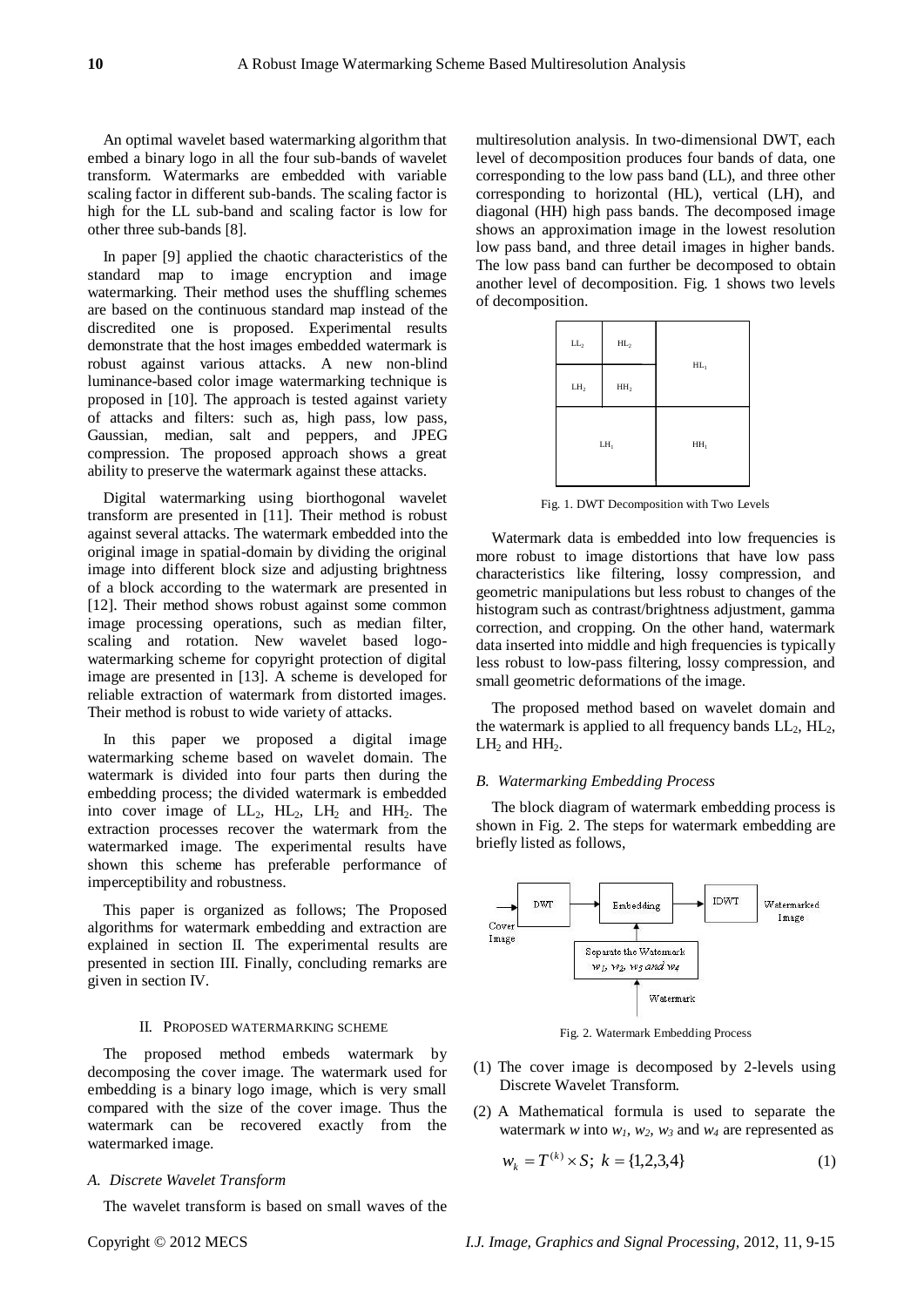An optimal wavelet based watermarking algorithm that embed a binary logo in all the four sub-bands of wavelet transform. Watermarks are embedded with variable scaling factor in different sub-bands. The scaling factor is high for the LL sub-band and scaling factor is low for other three sub-bands [8].

In paper [9] applied the chaotic characteristics of the standard map to image encryption and image watermarking. Their method uses the shuffling schemes are based on the continuous standard map instead of the discredited one is proposed. Experimental results demonstrate that the host images embedded watermark is robust against various attacks. A new non-blind luminance-based color image watermarking technique is proposed in [10]. The approach is tested against variety of attacks and filters: such as, high pass, low pass, Gaussian, median, salt and peppers, and JPEG compression. The proposed approach shows a great ability to preserve the watermark against these attacks.

Digital watermarking using biorthogonal wavelet transform are presented in [11]. Their method is robust against several attacks. The watermark embedded into the original image in spatial-domain by dividing the original image into different block size and adjusting brightness of a block according to the watermark are presented in [12]. Their method shows robust against some common image processing operations, such as median filter, scaling and rotation. New wavelet based logo-watermarking scheme for copyright protection of digital image are presented in [13]. A scheme is developed for reliable extraction of watermark from distorted images. Their method is robust to wide variety of attacks.

In this paper we proposed a digital image watermarking scheme based on wavelet domain. The watermark is divided into four parts then during the embedding process; the divided watermark is embedded into cover image of $LL_2$, $HL_2$, $LH_2$ and $HH_2$. The extraction processes recover the watermark from the watermarked image. The experimental results have shown this scheme has preferable performance of imperceptibility and robustness.

This paper is organized as follows; The Proposed algorithms for watermark embedding and extraction are explained in section II. The experimental results are presented in section III. Finally, concluding remarks are given in section IV.

## II. Proposed Watermarking Scheme

The proposed method embeds watermark by decomposing the cover image. The watermark used for embedding is a binary logo image, which is very small compared with the size of the cover image. Thus the watermark can be recovered exactly from the watermarked image.

### A. Discrete Wavelet Transform

The wavelet transform is based on small waves of the multiresolution analysis. In two-dimensional DWT, each level of decomposition produces four bands of data, one corresponding to the low pass band (LL), and three other corresponding to horizontal (HL), vertical (LH), and diagonal (HH) high pass bands. The decomposed image shows an approximation image in the lowest resolution low pass band, and three detail images in higher bands. The low pass band can further be decomposed to obtain another level of decomposition. Fig. 1 shows two levels of decomposition.

| $LL_2$ | $HL_2$ | $HL_1$ |
|---|---|---|
| $LH_2$ | $HH_2$ | |
| $LH_1$ | | $HH_1$ |

Fig. 1. DWT Decomposition with Two Levels

Watermark data is embedded into low frequencies is more robust to image distortions that have low pass characteristics like filtering, lossy compression, and geometric manipulations but less robust to changes of the histogram such as contrast/brightness adjustment, gamma correction, and cropping. On the other hand, watermark data inserted into middle and high frequencies is typically less robust to low-pass filtering, lossy compression, and small geometric deformations of the image.

The proposed method based on wavelet domain and the watermark is applied to all frequency bands $LL_2$, $HL_2$, $LH_2$ and $HH_2$.

### B. Watermarking Embedding Process

The block diagram of watermark embedding process is shown in Fig. 2. The steps for watermark embedding are briefly listed as follows,

Cover Image → DWT → Embedding → IDWT → Watermarked Image

Watermark → Separate the Watermark $w_1$, $w_2$, $w_3$ and $w_4$ → Embedding

Fig. 2. Watermark Embedding Process

(1) The cover image is decomposed by 2-levels using Discrete Wavelet Transform.

(2) A Mathematical formula is used to separate the watermark $w$ into $w_1$, $w_2$, $w_3$ and $w_4$ are represented as

$$w_k = T^{(k)} \times S;\ k = \{1,2,3,4\} \tag{1}$$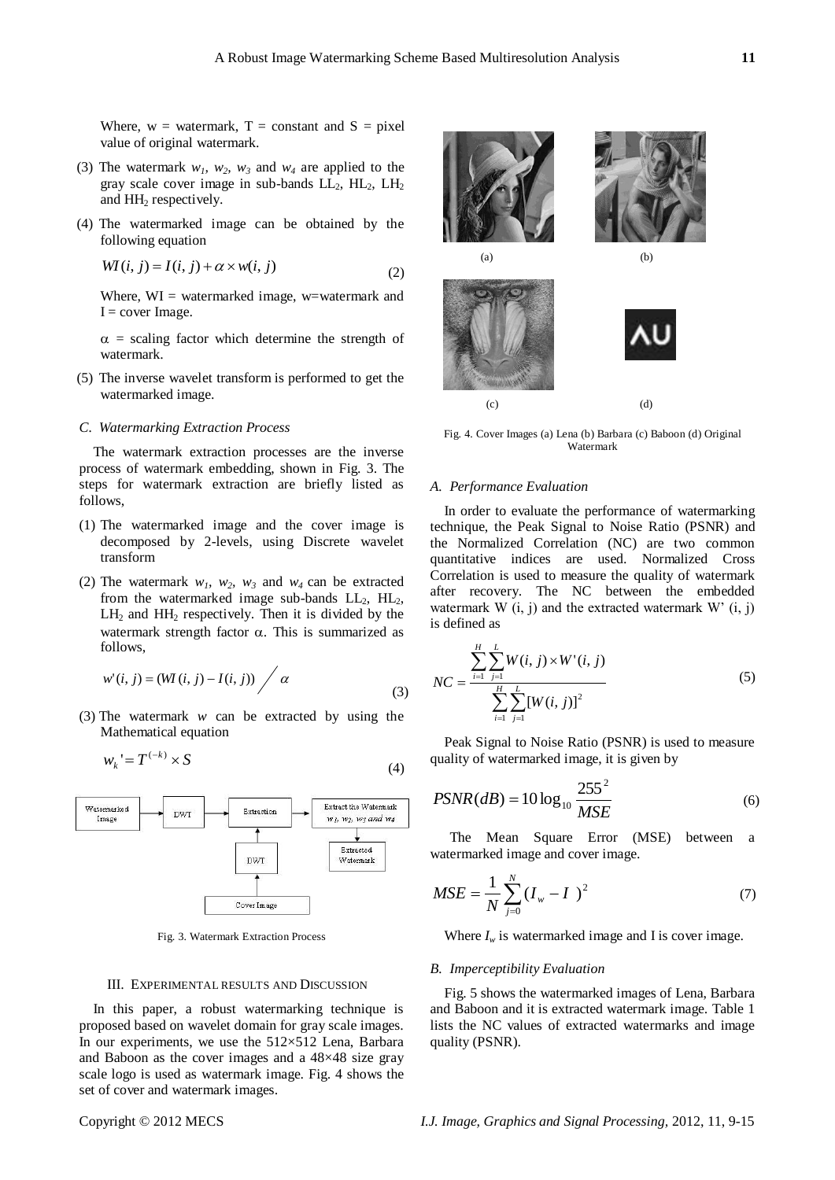Where, w = watermark, T = constant and S = pixel value of original watermark.

(3) The watermark $w_1$, $w_2$, $w_3$ and $w_4$ are applied to the gray scale cover image in sub-bands $LL_2$, $HL_2$, $LH_2$ and $HH_2$ respectively.

(4) The watermarked image can be obtained by the following equation

$$WI(i, j) = I(i, j) + \alpha \times w(i, j) \tag{2}$$

Where, WI = watermarked image, w=watermark and I = cover Image.

$\alpha$ = scaling factor which determine the strength of watermark.

(5) The inverse wavelet transform is performed to get the watermarked image.

### C. Watermarking Extraction Process

The watermark extraction processes are the inverse process of watermark embedding, shown in Fig. 3. The steps for watermark extraction are briefly listed as follows,

(1) The watermarked image and the cover image is decomposed by 2-levels, using Discrete wavelet transform

(2) The watermark $w_1$, $w_2$, $w_3$ and $w_4$ can be extracted from the watermarked image sub-bands $LL_2$, $HL_2$, $LH_2$ and $HH_2$ respectively. Then it is divided by the watermark strength factor $\alpha$. This is summarized as follows,

$$w'(i, j) = (WI(i, j) - I(i, j)) \Big/ \alpha \tag{3}$$

(3) The watermark $w$ can be extracted by using the Mathematical equation

$$w_k' = T^{(-k)} \times S \tag{4}$$

Fig. 3. Watermark Extraction Process

## III. Experimental Results and Discussion

In this paper, a robust watermarking technique is proposed based on wavelet domain for gray scale images. In our experiments, we use the 512×512 Lena, Barbara and Baboon as the cover images and a 48×48 size gray scale logo is used as watermark image. Fig. 4 shows the set of cover and watermark images.

Fig. 4. Cover Images (a) Lena (b) Barbara (c) Baboon (d) Original Watermark

### A. Performance Evaluation

In order to evaluate the performance of watermarking technique, the Peak Signal to Noise Ratio (PSNR) and the Normalized Correlation (NC) are two common quantitative indices are used. Normalized Cross Correlation is used to measure the quality of watermark after recovery. The NC between the embedded watermark W (i, j) and the extracted watermark W' (i, j) is defined as

$$NC = \frac{\sum_{i=1}^{H}\sum_{j=1}^{L} W(i, j) \times W'(i, j)}{\sum_{i=1}^{H}\sum_{j=1}^{L} [W(i, j)]^2} \tag{5}$$

Peak Signal to Noise Ratio (PSNR) is used to measure quality of watermarked image, it is given by

$$PSNR(dB) = 10\log_{10} \frac{255^2}{MSE} \tag{6}$$

The Mean Square Error (MSE) between a watermarked image and cover image.

$$MSE = \frac{1}{N}\sum_{j=0}^{N} (I_w - I\ )^2 \tag{7}$$

Where $I_w$ is watermarked image and I is cover image.

### B. Imperceptibility Evaluation

Fig. 5 shows the watermarked images of Lena, Barbara and Baboon and it is extracted watermark image. Table 1 lists the NC values of extracted watermarks and image quality (PSNR).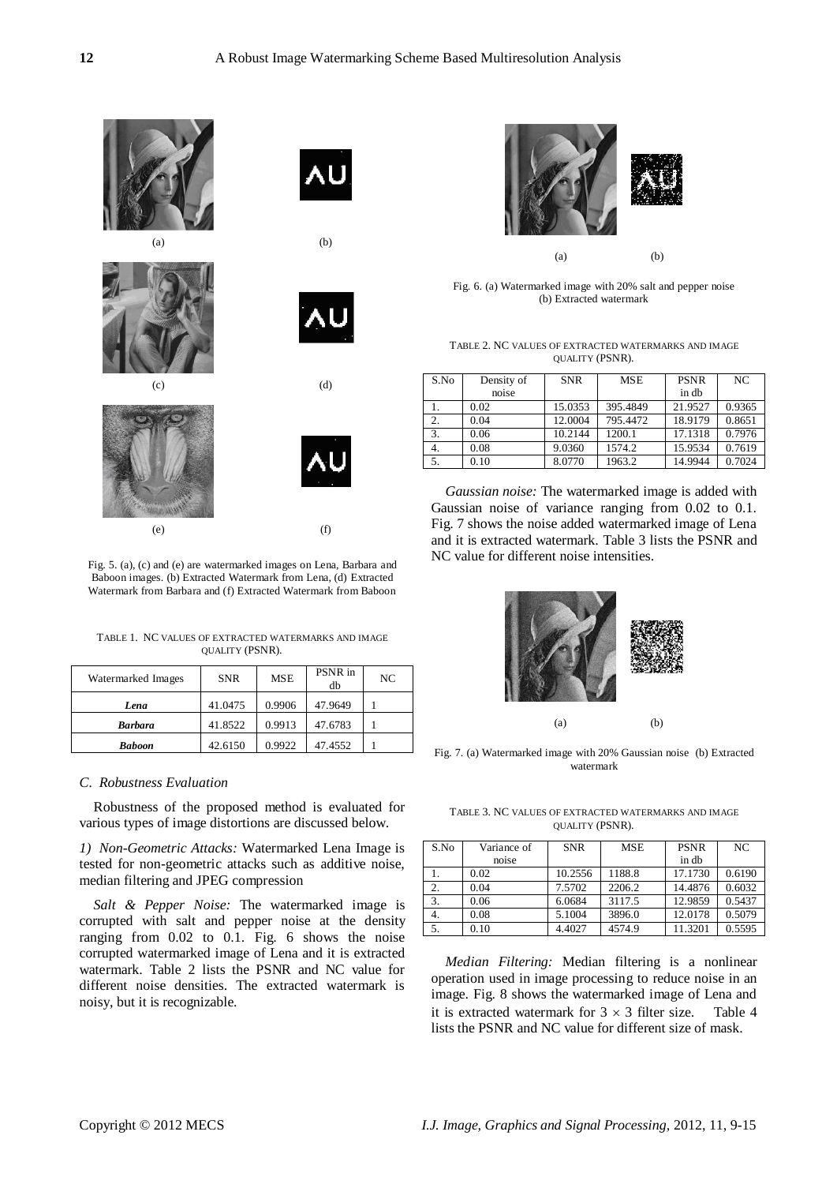Fig. 5. (a), (c) and (e) are watermarked images on Lena, Barbara and Baboon images. (b) Extracted Watermark from Lena, (d) Extracted Watermark from Barbara and (f) Extracted Watermark from Baboon

TABLE 1. NC VALUES OF EXTRACTED WATERMARKS AND IMAGE QUALITY (PSNR).

| Watermarked Images | SNR | MSE | PSNR in db | NC |
|---|---|---|---|---|
| ***Lena*** | 41.0475 | 0.9906 | 47.9649 | 1 |
| ***Barbara*** | 41.8522 | 0.9913 | 47.6783 | 1 |
| ***Baboon*** | 42.6150 | 0.9922 | 47.4552 | 1 |

### *C. Robustness Evaluation*

Robustness of the proposed method is evaluated for various types of image distortions are discussed below.

*1) Non-Geometric Attacks:* Watermarked Lena Image is tested for non-geometric attacks such as additive noise, median filtering and JPEG compression

*Salt & Pepper Noise:* The watermarked image is corrupted with salt and pepper noise at the density ranging from 0.02 to 0.1. Fig. 6 shows the noise corrupted watermarked image of Lena and it is extracted watermark. Table 2 lists the PSNR and NC value for different noise densities. The extracted watermark is noisy, but it is recognizable.

Fig. 6. (a) Watermarked image with 20% salt and pepper noise (b) Extracted watermark

TABLE 2. NC VALUES OF EXTRACTED WATERMARKS AND IMAGE QUALITY (PSNR).

| S.No | Density of noise | SNR | MSE | PSNR in db | NC |
|---|---|---|---|---|---|
| 1. | 0.02 | 15.0353 | 395.4849 | 21.9527 | 0.9365 |
| 2. | 0.04 | 12.0004 | 795.4472 | 18.9179 | 0.8651 |
| 3. | 0.06 | 10.2144 | 1200.1 | 17.1318 | 0.7976 |
| 4. | 0.08 | 9.0360 | 1574.2 | 15.9534 | 0.7619 |
| 5. | 0.10 | 8.0770 | 1963.2 | 14.9944 | 0.7024 |

*Gaussian noise:* The watermarked image is added with Gaussian noise of variance ranging from 0.02 to 0.1. Fig. 7 shows the noise added watermarked image of Lena and it is extracted watermark. Table 3 lists the PSNR and NC value for different noise intensities.

Fig. 7. (a) Watermarked image with 20% Gaussian noise (b) Extracted watermark

TABLE 3. NC VALUES OF EXTRACTED WATERMARKS AND IMAGE QUALITY (PSNR).

| S.No | Variance of noise | SNR | MSE | PSNR in db | NC |
|---|---|---|---|---|---|
| 1. | 0.02 | 10.2556 | 1188.8 | 17.1730 | 0.6190 |
| 2. | 0.04 | 7.5702 | 2206.2 | 14.4876 | 0.6032 |
| 3. | 0.06 | 6.0684 | 3117.5 | 12.9859 | 0.5437 |
| 4. | 0.08 | 5.1004 | 3896.0 | 12.0178 | 0.5079 |
| 5. | 0.10 | 4.4027 | 4574.9 | 11.3201 | 0.5595 |

*Median Filtering:* Median filtering is a nonlinear operation used in image processing to reduce noise in an image. Fig. 8 shows the watermarked image of Lena and it is extracted watermark for $3 \times 3$ filter size. Table 4 lists the PSNR and NC value for different size of mask.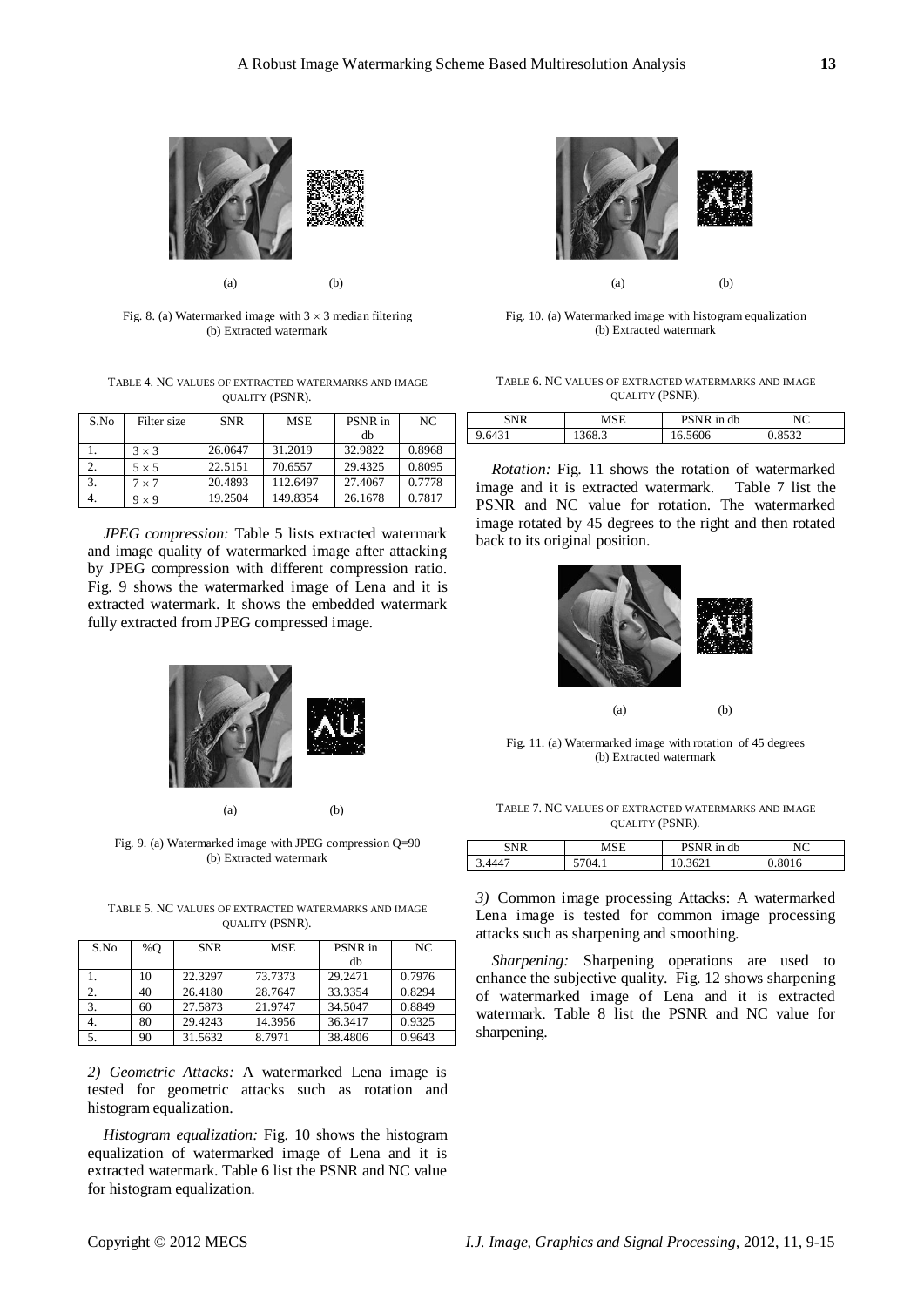(a) (b)

Fig. 8. (a) Watermarked image with $3 \times 3$ median filtering (b) Extracted watermark

TABLE 4. NC VALUES OF EXTRACTED WATERMARKS AND IMAGE QUALITY (PSNR).

| S.No | Filter size | SNR | MSE | PSNR in db | NC |
|---|---|---|---|---|---|
| 1. | $3 \times 3$ | 26.0647 | 31.2019 | 32.9822 | 0.8968 |
| 2. | $5 \times 5$ | 22.5151 | 70.6557 | 29.4325 | 0.8095 |
| 3. | $7 \times 7$ | 20.4893 | 112.6497 | 27.4067 | 0.7778 |
| 4. | $9 \times 9$ | 19.2504 | 149.8354 | 26.1678 | 0.7817 |

*JPEG compression:* Table 5 lists extracted watermark and image quality of watermarked image after attacking by JPEG compression with different compression ratio. Fig. 9 shows the watermarked image of Lena and it is extracted watermark. It shows the embedded watermark fully extracted from JPEG compressed image.

(a) (b)

Fig. 9. (a) Watermarked image with JPEG compression Q=90 (b) Extracted watermark

TABLE 5. NC VALUES OF EXTRACTED WATERMARKS AND IMAGE QUALITY (PSNR).

| S.No | %Q | SNR | MSE | PSNR in db | NC |
|---|---|---|---|---|---|
| 1. | 10 | 22.3297 | 73.7373 | 29.2471 | 0.7976 |
| 2. | 40 | 26.4180 | 28.7647 | 33.3354 | 0.8294 |
| 3. | 60 | 27.5873 | 21.9747 | 34.5047 | 0.8849 |
| 4. | 80 | 29.4243 | 14.3956 | 36.3417 | 0.9325 |
| 5. | 90 | 31.5632 | 8.7971 | 38.4806 | 0.9643 |

*2) Geometric Attacks:* A watermarked Lena image is tested for geometric attacks such as rotation and histogram equalization.

*Histogram equalization:* Fig. 10 shows the histogram equalization of watermarked image of Lena and it is extracted watermark. Table 6 list the PSNR and NC value for histogram equalization.

(a) (b)

Fig. 10. (a) Watermarked image with histogram equalization (b) Extracted watermark

TABLE 6. NC VALUES OF EXTRACTED WATERMARKS AND IMAGE QUALITY (PSNR).

| SNR | MSE | PSNR in db | NC |
|---|---|---|---|
| 9.6431 | 1368.3 | 16.5606 | 0.8532 |

*Rotation:* Fig. 11 shows the rotation of watermarked image and it is extracted watermark. Table 7 list the PSNR and NC value for rotation. The watermarked image rotated by 45 degrees to the right and then rotated back to its original position.

(a) (b)

Fig. 11. (a) Watermarked image with rotation of 45 degrees (b) Extracted watermark

TABLE 7. NC VALUES OF EXTRACTED WATERMARKS AND IMAGE QUALITY (PSNR).

| SNR | MSE | PSNR in db | NC |
|---|---|---|---|
| 3.4447 | 5704.1 | 10.3621 | 0.8016 |

*3)* Common image processing Attacks: A watermarked Lena image is tested for common image processing attacks such as sharpening and smoothing.

*Sharpening:* Sharpening operations are used to enhance the subjective quality. Fig. 12 shows sharpening of watermarked image of Lena and it is extracted watermark. Table 8 list the PSNR and NC value for sharpening.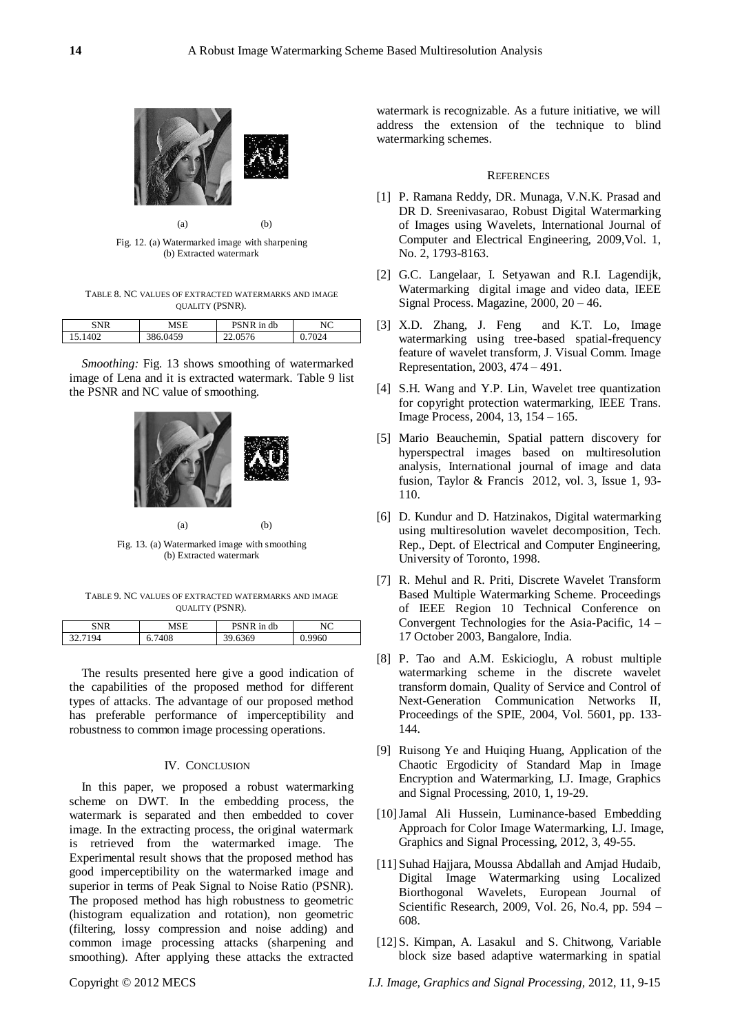(a) (b)

Fig. 12. (a) Watermarked image with sharpening (b) Extracted watermark

TABLE 8. NC VALUES OF EXTRACTED WATERMARKS AND IMAGE QUALITY (PSNR).

| SNR | MSE | PSNR in db | NC |
|---|---|---|---|
| 15.1402 | 386.0459 | 22.0576 | 0.7024 |

*Smoothing:* Fig. 13 shows smoothing of watermarked image of Lena and it is extracted watermark. Table 9 list the PSNR and NC value of smoothing.

(a) (b)

Fig. 13. (a) Watermarked image with smoothing (b) Extracted watermark

TABLE 9. NC VALUES OF EXTRACTED WATERMARKS AND IMAGE QUALITY (PSNR).

| SNR | MSE | PSNR in db | NC |
|---|---|---|---|
| 32.7194 | 6.7408 | 39.6369 | 0.9960 |

The results presented here give a good indication of the capabilities of the proposed method for different types of attacks. The advantage of our proposed method has preferable performance of imperceptibility and robustness to common image processing operations.

## IV. CONCLUSION

In this paper, we proposed a robust watermarking scheme on DWT. In the embedding process, the watermark is separated and then embedded to cover image. In the extracting process, the original watermark is retrieved from the watermarked image. The Experimental result shows that the proposed method has good imperceptibility on the watermarked image and superior in terms of Peak Signal to Noise Ratio (PSNR). The proposed method has high robustness to geometric (histogram equalization and rotation), non geometric (filtering, lossy compression and noise adding) and common image processing attacks (sharpening and smoothing). After applying these attacks the extracted watermark is recognizable. As a future initiative, we will address the extension of the technique to blind watermarking schemes.

## REFERENCES

[1] P. Ramana Reddy, DR. Munaga, V.N.K. Prasad and DR D. Sreenivasarao, Robust Digital Watermarking of Images using Wavelets, International Journal of Computer and Electrical Engineering, 2009,Vol. 1, No. 2, 1793-8163.

[2] G.C. Langelaar, I. Setyawan and R.I. Lagendijk, Watermarking digital image and video data, IEEE Signal Process. Magazine, 2000, 20 – 46.

[3] X.D. Zhang, J. Feng and K.T. Lo, Image watermarking using tree-based spatial-frequency feature of wavelet transform, J. Visual Comm. Image Representation, 2003, 474 – 491.

[4] S.H. Wang and Y.P. Lin, Wavelet tree quantization for copyright protection watermarking, IEEE Trans. Image Process, 2004, 13, 154 – 165.

[5] Mario Beauchemin, Spatial pattern discovery for hyperspectral images based on multiresolution analysis, International journal of image and data fusion, Taylor & Francis 2012, vol. 3, Issue 1, 93-110.

[6] D. Kundur and D. Hatzinakos, Digital watermarking using multiresolution wavelet decomposition, Tech. Rep., Dept. of Electrical and Computer Engineering, University of Toronto, 1998.

[7] R. Mehul and R. Priti, Discrete Wavelet Transform Based Multiple Watermarking Scheme. Proceedings of IEEE Region 10 Technical Conference on Convergent Technologies for the Asia-Pacific, 14 – 17 October 2003, Bangalore, India.

[8] P. Tao and A.M. Eskicioglu, A robust multiple watermarking scheme in the discrete wavelet transform domain, Quality of Service and Control of Next-Generation Communication Networks II, Proceedings of the SPIE, 2004, Vol. 5601, pp. 133-144.

[9] Ruisong Ye and Huiqing Huang, Application of the Chaotic Ergodicity of Standard Map in Image Encryption and Watermarking, I.J. Image, Graphics and Signal Processing, 2010, 1, 19-29.

[10] Jamal Ali Hussein, Luminance-based Embedding Approach for Color Image Watermarking, I.J. Image, Graphics and Signal Processing, 2012, 3, 49-55.

[11] Suhad Hajjara, Moussa Abdallah and Amjad Hudaib, Digital Image Watermarking using Localized Biorthogonal Wavelets, European Journal of Scientific Research, 2009, Vol. 26, No.4, pp. 594 – 608.

[12] S. Kimpan, A. Lasakul and S. Chitwong, Variable block size based adaptive watermarking in spatial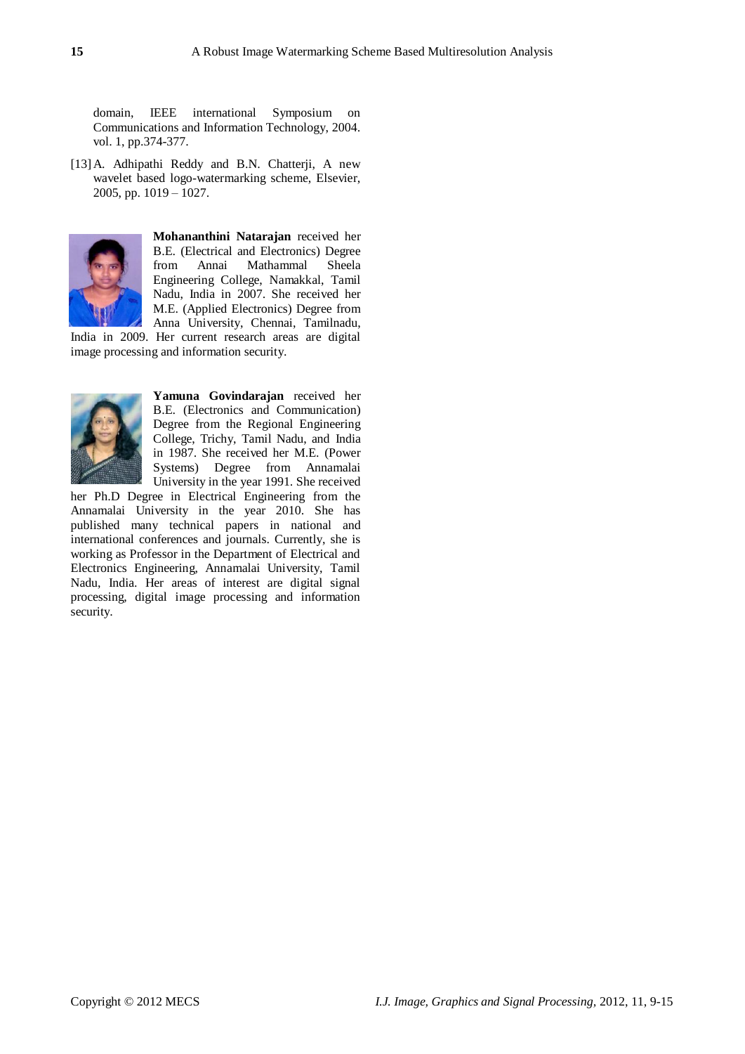domain, IEEE international Symposium on Communications and Information Technology, 2004. vol. 1, pp.374-377.

[13] A. Adhipathi Reddy and B.N. Chatterji, A new wavelet based logo-watermarking scheme, Elsevier, 2005, pp. 1019 – 1027.

**Mohananthini Natarajan** received her B.E. (Electrical and Electronics) Degree from Annai Mathammal Sheela Engineering College, Namakkal, Tamil Nadu, India in 2007. She received her M.E. (Applied Electronics) Degree from Anna University, Chennai, Tamilnadu, India in 2009. Her current research areas are digital image processing and information security.

**Yamuna Govindarajan** received her B.E. (Electronics and Communication) Degree from the Regional Engineering College, Trichy, Tamil Nadu, and India in 1987. She received her M.E. (Power Systems) Degree from Annamalai University in the year 1991. She received her Ph.D Degree in Electrical Engineering from the Annamalai University in the year 2010. She has published many technical papers in national and international conferences and journals. Currently, she is working as Professor in the Department of Electrical and Electronics Engineering, Annamalai University, Tamil Nadu, India. Her areas of interest are digital signal processing, digital image processing and information security.